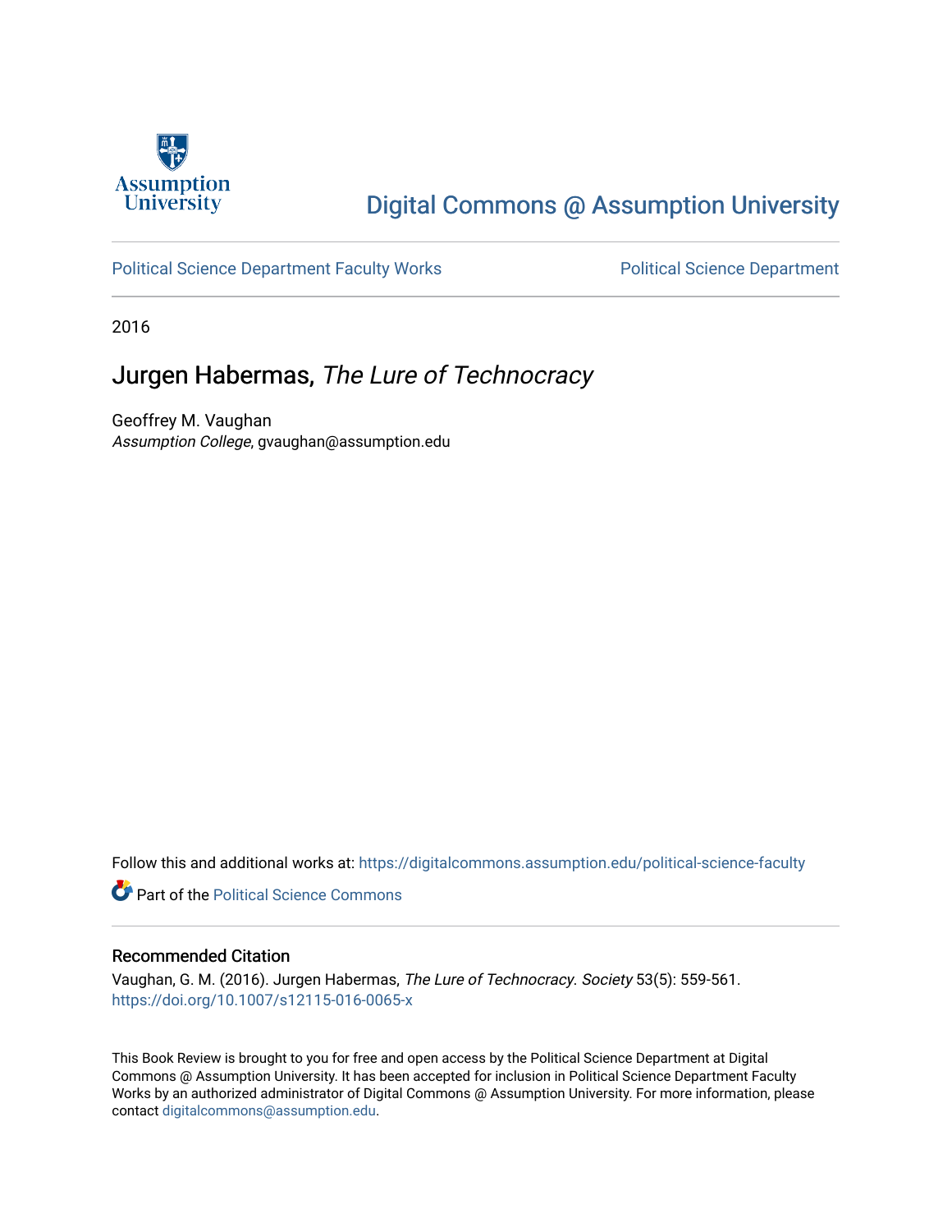Digital Commons @ Assumption University

Political Science Department Faculty Works | Political Science Department

2016

# Jurgen Habermas, *The Lure of Technocracy*

Geoffrey M. Vaughan
*Assumption College*, gvaughan@assumption.edu

Follow this and additional works at: https://digitalcommons.assumption.edu/political-science-faculty

Part of the Political Science Commons

## Recommended Citation

Vaughan, G. M. (2016). Jurgen Habermas, *The Lure of Technocracy*. *Society* 53(5): 559-561.
https://doi.org/10.1007/s12115-016-0065-x

This Book Review is brought to you for free and open access by the Political Science Department at Digital Commons @ Assumption University. It has been accepted for inclusion in Political Science Department Faculty Works by an authorized administrator of Digital Commons @ Assumption University. For more information, please contact digitalcommons@assumption.edu.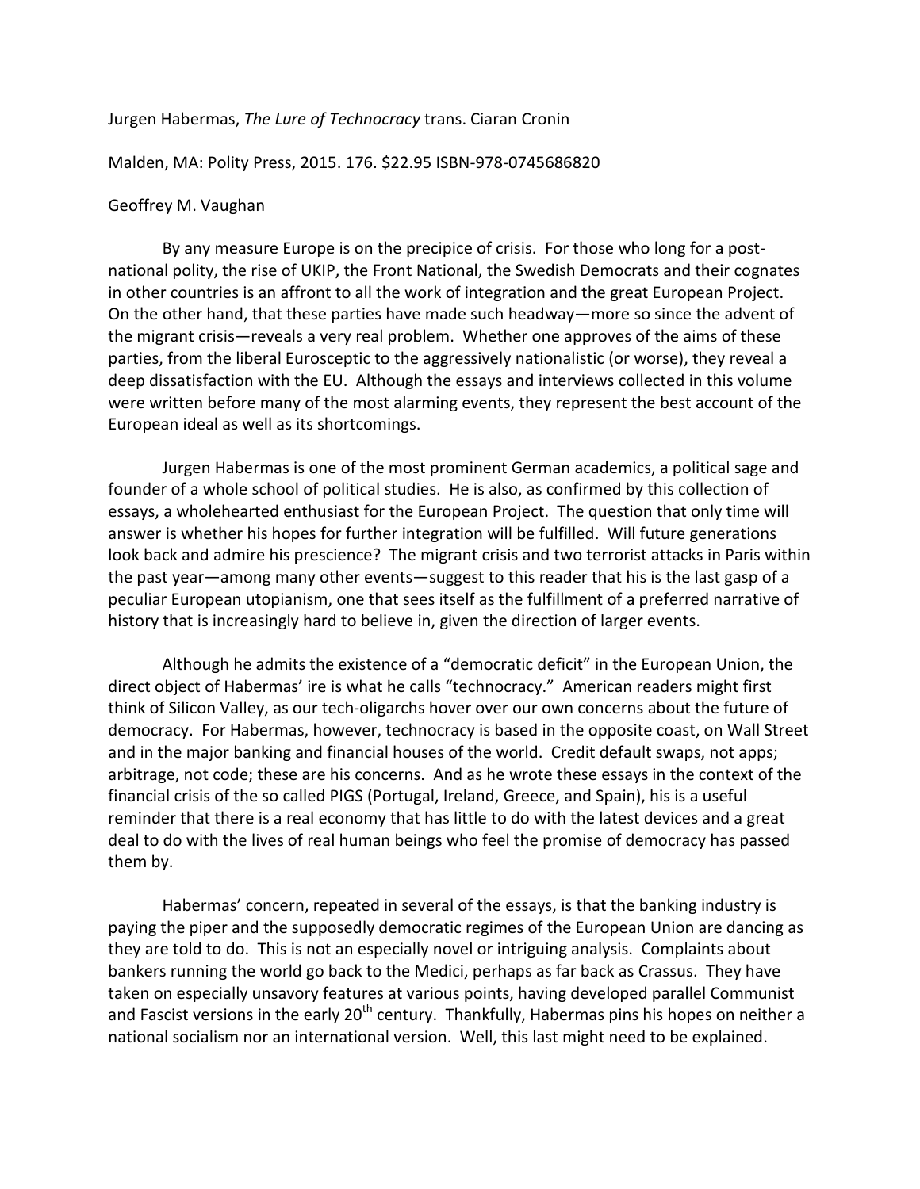Jurgen Habermas, *The Lure of Technocracy* trans. Ciaran Cronin

Malden, MA: Polity Press, 2015. 176. $22.95 ISBN-978-0745686820

Geoffrey M. Vaughan

By any measure Europe is on the precipice of crisis. For those who long for a post-national polity, the rise of UKIP, the Front National, the Swedish Democrats and their cognates in other countries is an affront to all the work of integration and the great European Project. On the other hand, that these parties have made such headway—more so since the advent of the migrant crisis—reveals a very real problem. Whether one approves of the aims of these parties, from the liberal Eurosceptic to the aggressively nationalistic (or worse), they reveal a deep dissatisfaction with the EU. Although the essays and interviews collected in this volume were written before many of the most alarming events, they represent the best account of the European ideal as well as its shortcomings.

Jurgen Habermas is one of the most prominent German academics, a political sage and founder of a whole school of political studies. He is also, as confirmed by this collection of essays, a wholehearted enthusiast for the European Project. The question that only time will answer is whether his hopes for further integration will be fulfilled. Will future generations look back and admire his prescience? The migrant crisis and two terrorist attacks in Paris within the past year—among many other events—suggest to this reader that his is the last gasp of a peculiar European utopianism, one that sees itself as the fulfillment of a preferred narrative of history that is increasingly hard to believe in, given the direction of larger events.

Although he admits the existence of a "democratic deficit" in the European Union, the direct object of Habermas' ire is what he calls "technocracy." American readers might first think of Silicon Valley, as our tech-oligarchs hover over our own concerns about the future of democracy. For Habermas, however, technocracy is based in the opposite coast, on Wall Street and in the major banking and financial houses of the world. Credit default swaps, not apps; arbitrage, not code; these are his concerns. And as he wrote these essays in the context of the financial crisis of the so called PIGS (Portugal, Ireland, Greece, and Spain), his is a useful reminder that there is a real economy that has little to do with the latest devices and a great deal to do with the lives of real human beings who feel the promise of democracy has passed them by.

Habermas' concern, repeated in several of the essays, is that the banking industry is paying the piper and the supposedly democratic regimes of the European Union are dancing as they are told to do. This is not an especially novel or intriguing analysis. Complaints about bankers running the world go back to the Medici, perhaps as far back as Crassus. They have taken on especially unsavory features at various points, having developed parallel Communist and Fascist versions in the early 20th century. Thankfully, Habermas pins his hopes on neither a national socialism nor an international version. Well, this last might need to be explained.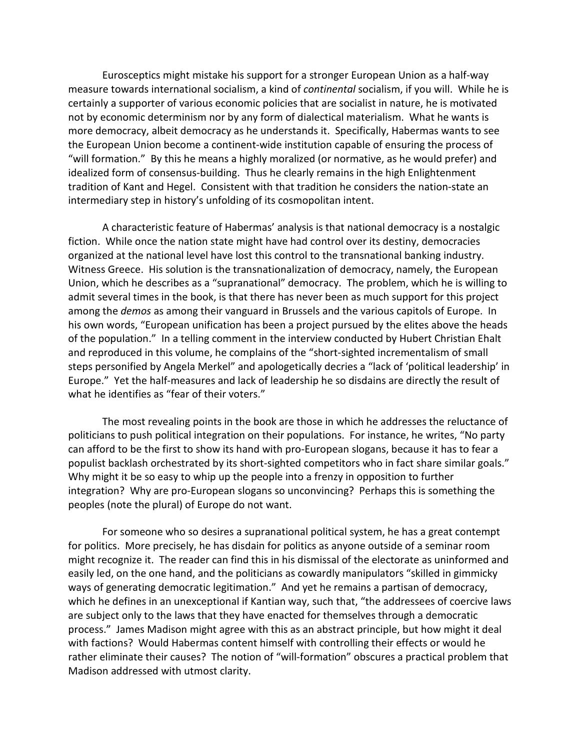Eurosceptics might mistake his support for a stronger European Union as a half-way measure towards international socialism, a kind of *continental* socialism, if you will. While he is certainly a supporter of various economic policies that are socialist in nature, he is motivated not by economic determinism nor by any form of dialectical materialism. What he wants is more democracy, albeit democracy as he understands it. Specifically, Habermas wants to see the European Union become a continent-wide institution capable of ensuring the process of "will formation." By this he means a highly moralized (or normative, as he would prefer) and idealized form of consensus-building. Thus he clearly remains in the high Enlightenment tradition of Kant and Hegel. Consistent with that tradition he considers the nation-state an intermediary step in history's unfolding of its cosmopolitan intent.

A characteristic feature of Habermas' analysis is that national democracy is a nostalgic fiction. While once the nation state might have had control over its destiny, democracies organized at the national level have lost this control to the transnational banking industry. Witness Greece. His solution is the transnationalization of democracy, namely, the European Union, which he describes as a "supranational" democracy. The problem, which he is willing to admit several times in the book, is that there has never been as much support for this project among the *demos* as among their vanguard in Brussels and the various capitols of Europe. In his own words, "European unification has been a project pursued by the elites above the heads of the population." In a telling comment in the interview conducted by Hubert Christian Ehalt and reproduced in this volume, he complains of the "short-sighted incrementalism of small steps personified by Angela Merkel" and apologetically decries a "lack of 'political leadership' in Europe." Yet the half-measures and lack of leadership he so disdains are directly the result of what he identifies as "fear of their voters."

The most revealing points in the book are those in which he addresses the reluctance of politicians to push political integration on their populations. For instance, he writes, "No party can afford to be the first to show its hand with pro-European slogans, because it has to fear a populist backlash orchestrated by its short-sighted competitors who in fact share similar goals." Why might it be so easy to whip up the people into a frenzy in opposition to further integration? Why are pro-European slogans so unconvincing? Perhaps this is something the peoples (note the plural) of Europe do not want.

For someone who so desires a supranational political system, he has a great contempt for politics. More precisely, he has disdain for politics as anyone outside of a seminar room might recognize it. The reader can find this in his dismissal of the electorate as uninformed and easily led, on the one hand, and the politicians as cowardly manipulators "skilled in gimmicky ways of generating democratic legitimation." And yet he remains a partisan of democracy, which he defines in an unexceptional if Kantian way, such that, "the addressees of coercive laws are subject only to the laws that they have enacted for themselves through a democratic process." James Madison might agree with this as an abstract principle, but how might it deal with factions? Would Habermas content himself with controlling their effects or would he rather eliminate their causes? The notion of "will-formation" obscures a practical problem that Madison addressed with utmost clarity.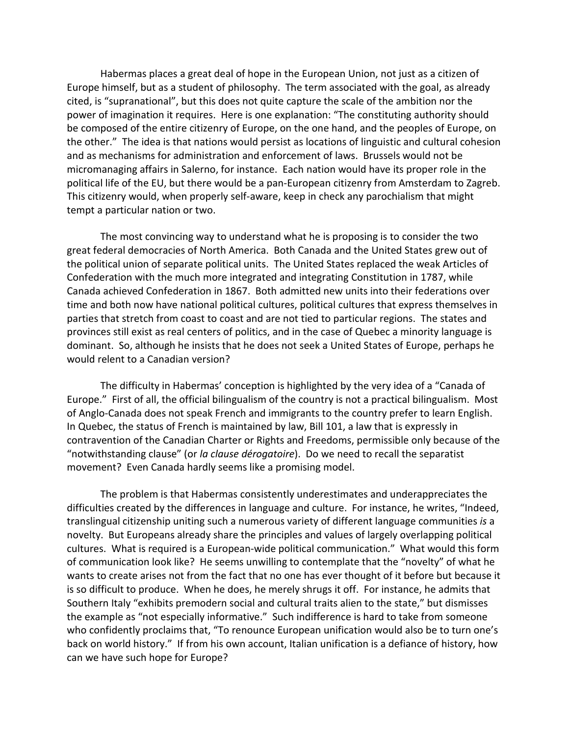Habermas places a great deal of hope in the European Union, not just as a citizen of Europe himself, but as a student of philosophy. The term associated with the goal, as already cited, is "supranational", but this does not quite capture the scale of the ambition nor the power of imagination it requires. Here is one explanation: "The constituting authority should be composed of the entire citizenry of Europe, on the one hand, and the peoples of Europe, on the other." The idea is that nations would persist as locations of linguistic and cultural cohesion and as mechanisms for administration and enforcement of laws. Brussels would not be micromanaging affairs in Salerno, for instance. Each nation would have its proper role in the political life of the EU, but there would be a pan-European citizenry from Amsterdam to Zagreb. This citizenry would, when properly self-aware, keep in check any parochialism that might tempt a particular nation or two.

The most convincing way to understand what he is proposing is to consider the two great federal democracies of North America. Both Canada and the United States grew out of the political union of separate political units. The United States replaced the weak Articles of Confederation with the much more integrated and integrating Constitution in 1787, while Canada achieved Confederation in 1867. Both admitted new units into their federations over time and both now have national political cultures, political cultures that express themselves in parties that stretch from coast to coast and are not tied to particular regions. The states and provinces still exist as real centers of politics, and in the case of Quebec a minority language is dominant. So, although he insists that he does not seek a United States of Europe, perhaps he would relent to a Canadian version?

The difficulty in Habermas' conception is highlighted by the very idea of a "Canada of Europe." First of all, the official bilingualism of the country is not a practical bilingualism. Most of Anglo-Canada does not speak French and immigrants to the country prefer to learn English. In Quebec, the status of French is maintained by law, Bill 101, a law that is expressly in contravention of the Canadian Charter or Rights and Freedoms, permissible only because of the "notwithstanding clause" (or *la clause dérogatoire*). Do we need to recall the separatist movement? Even Canada hardly seems like a promising model.

The problem is that Habermas consistently underestimates and underappreciates the difficulties created by the differences in language and culture. For instance, he writes, "Indeed, translingual citizenship uniting such a numerous variety of different language communities *is* a novelty. But Europeans already share the principles and values of largely overlapping political cultures. What is required is a European-wide political communication." What would this form of communication look like? He seems unwilling to contemplate that the "novelty" of what he wants to create arises not from the fact that no one has ever thought of it before but because it is so difficult to produce. When he does, he merely shrugs it off. For instance, he admits that Southern Italy "exhibits premodern social and cultural traits alien to the state," but dismisses the example as "not especially informative." Such indifference is hard to take from someone who confidently proclaims that, "To renounce European unification would also be to turn one's back on world history." If from his own account, Italian unification is a defiance of history, how can we have such hope for Europe?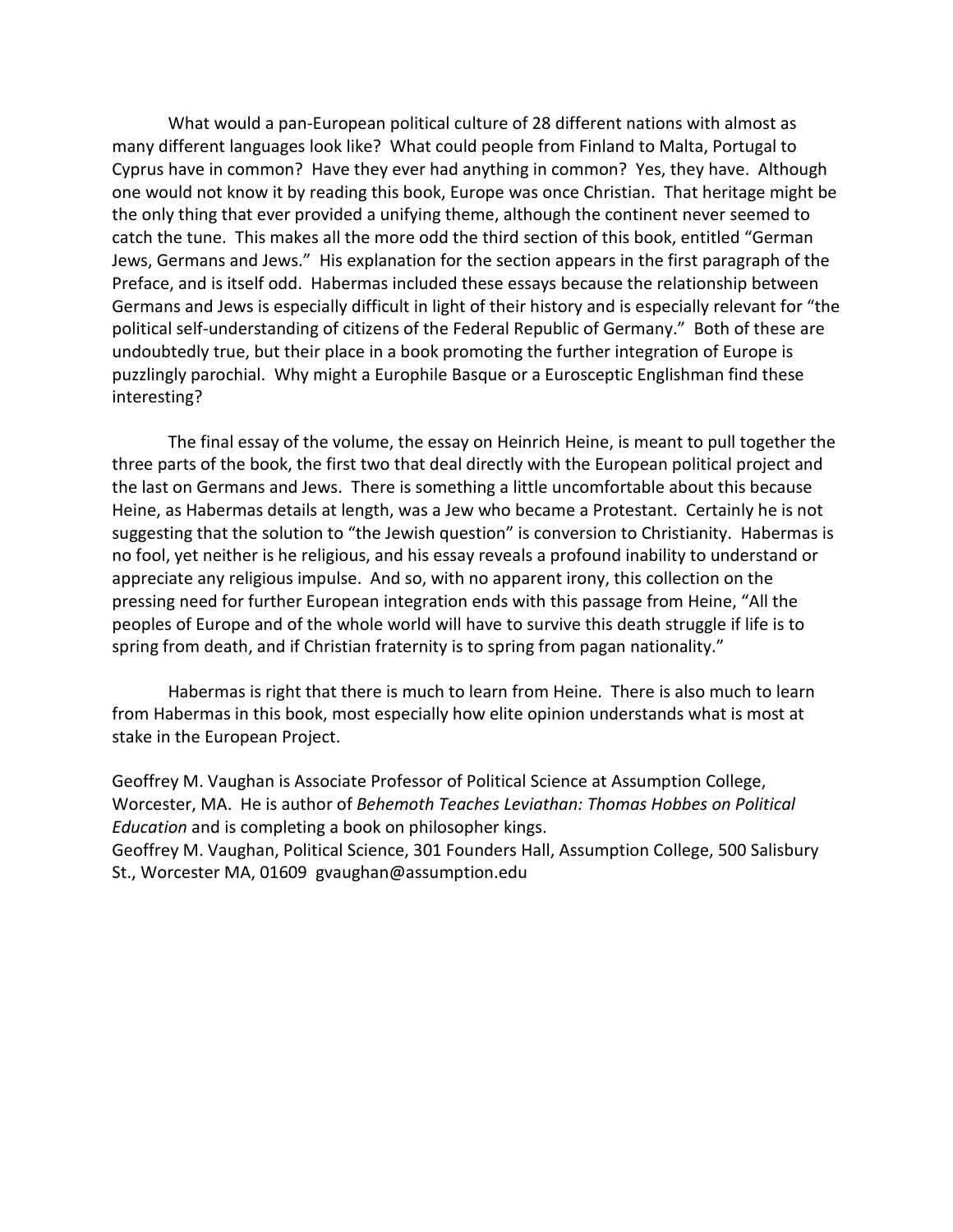What would a pan-European political culture of 28 different nations with almost as many different languages look like? What could people from Finland to Malta, Portugal to Cyprus have in common? Have they ever had anything in common? Yes, they have. Although one would not know it by reading this book, Europe was once Christian. That heritage might be the only thing that ever provided a unifying theme, although the continent never seemed to catch the tune. This makes all the more odd the third section of this book, entitled "German Jews, Germans and Jews." His explanation for the section appears in the first paragraph of the Preface, and is itself odd. Habermas included these essays because the relationship between Germans and Jews is especially difficult in light of their history and is especially relevant for "the political self-understanding of citizens of the Federal Republic of Germany." Both of these are undoubtedly true, but their place in a book promoting the further integration of Europe is puzzlingly parochial. Why might a Europhile Basque or a Eurosceptic Englishman find these interesting?

The final essay of the volume, the essay on Heinrich Heine, is meant to pull together the three parts of the book, the first two that deal directly with the European political project and the last on Germans and Jews. There is something a little uncomfortable about this because Heine, as Habermas details at length, was a Jew who became a Protestant. Certainly he is not suggesting that the solution to "the Jewish question" is conversion to Christianity. Habermas is no fool, yet neither is he religious, and his essay reveals a profound inability to understand or appreciate any religious impulse. And so, with no apparent irony, this collection on the pressing need for further European integration ends with this passage from Heine, "All the peoples of Europe and of the whole world will have to survive this death struggle if life is to spring from death, and if Christian fraternity is to spring from pagan nationality."

Habermas is right that there is much to learn from Heine. There is also much to learn from Habermas in this book, most especially how elite opinion understands what is most at stake in the European Project.

Geoffrey M. Vaughan is Associate Professor of Political Science at Assumption College, Worcester, MA. He is author of *Behemoth Teaches Leviathan: Thomas Hobbes on Political Education* and is completing a book on philosopher kings.
Geoffrey M. Vaughan, Political Science, 301 Founders Hall, Assumption College, 500 Salisbury St., Worcester MA, 01609 gvaughan@assumption.edu